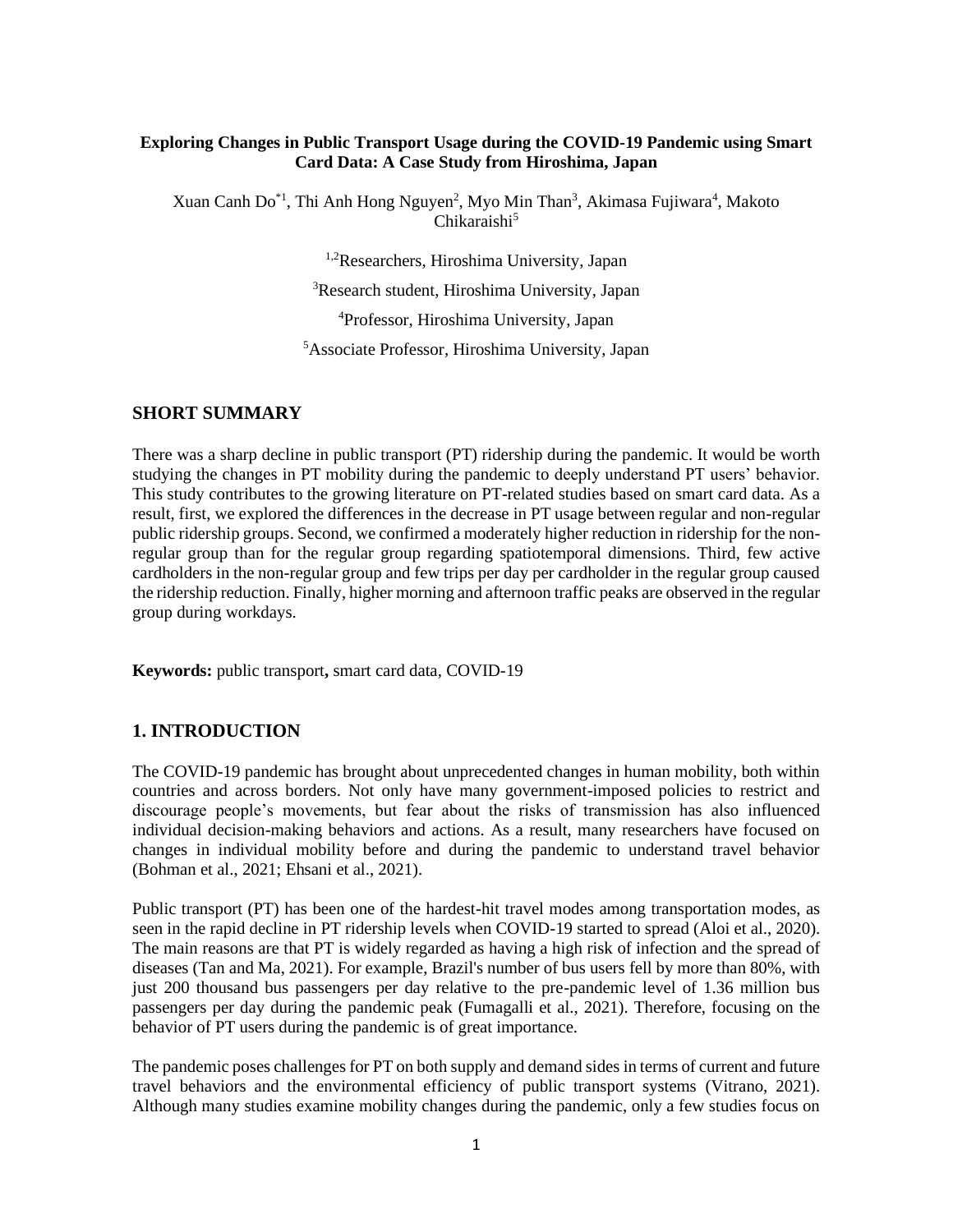**Exploring Changes in Public Transport Usage during the COVID-19 Pandemic using Smart Card Data: A Case Study from Hiroshima, Japan**

Xuan Canh Do[*1], Thi Anh Hong Nguyen[2], Myo Min Than[3], Akimasa Fujiwara[4], Makoto Chikaraishi[5]

[1,2]Researchers, Hiroshima University, Japan

[3]Research student, Hiroshima University, Japan

[4]Professor, Hiroshima University, Japan

[5]Associate Professor, Hiroshima University, Japan

## SHORT SUMMARY

There was a sharp decline in public transport (PT) ridership during the pandemic. It would be worth studying the changes in PT mobility during the pandemic to deeply understand PT users' behavior. This study contributes to the growing literature on PT-related studies based on smart card data. As a result, first, we explored the differences in the decrease in PT usage between regular and non-regular public ridership groups. Second, we confirmed a moderately higher reduction in ridership for the non-regular group than for the regular group regarding spatiotemporal dimensions. Third, few active cardholders in the non-regular group and few trips per day per cardholder in the regular group caused the ridership reduction. Finally, higher morning and afternoon traffic peaks are observed in the regular group during workdays.

**Keywords:** public transport**,** smart card data, COVID-19

## 1. INTRODUCTION

The COVID-19 pandemic has brought about unprecedented changes in human mobility, both within countries and across borders. Not only have many government-imposed policies to restrict and discourage people's movements, but fear about the risks of transmission has also influenced individual decision-making behaviors and actions. As a result, many researchers have focused on changes in individual mobility before and during the pandemic to understand travel behavior (Bohman et al., 2021; Ehsani et al., 2021).

Public transport (PT) has been one of the hardest-hit travel modes among transportation modes, as seen in the rapid decline in PT ridership levels when COVID-19 started to spread (Aloi et al., 2020). The main reasons are that PT is widely regarded as having a high risk of infection and the spread of diseases (Tan and Ma, 2021). For example, Brazil's number of bus users fell by more than 80%, with just 200 thousand bus passengers per day relative to the pre-pandemic level of 1.36 million bus passengers per day during the pandemic peak (Fumagalli et al., 2021). Therefore, focusing on the behavior of PT users during the pandemic is of great importance.

The pandemic poses challenges for PT on both supply and demand sides in terms of current and future travel behaviors and the environmental efficiency of public transport systems (Vitrano, 2021). Although many studies examine mobility changes during the pandemic, only a few studies focus on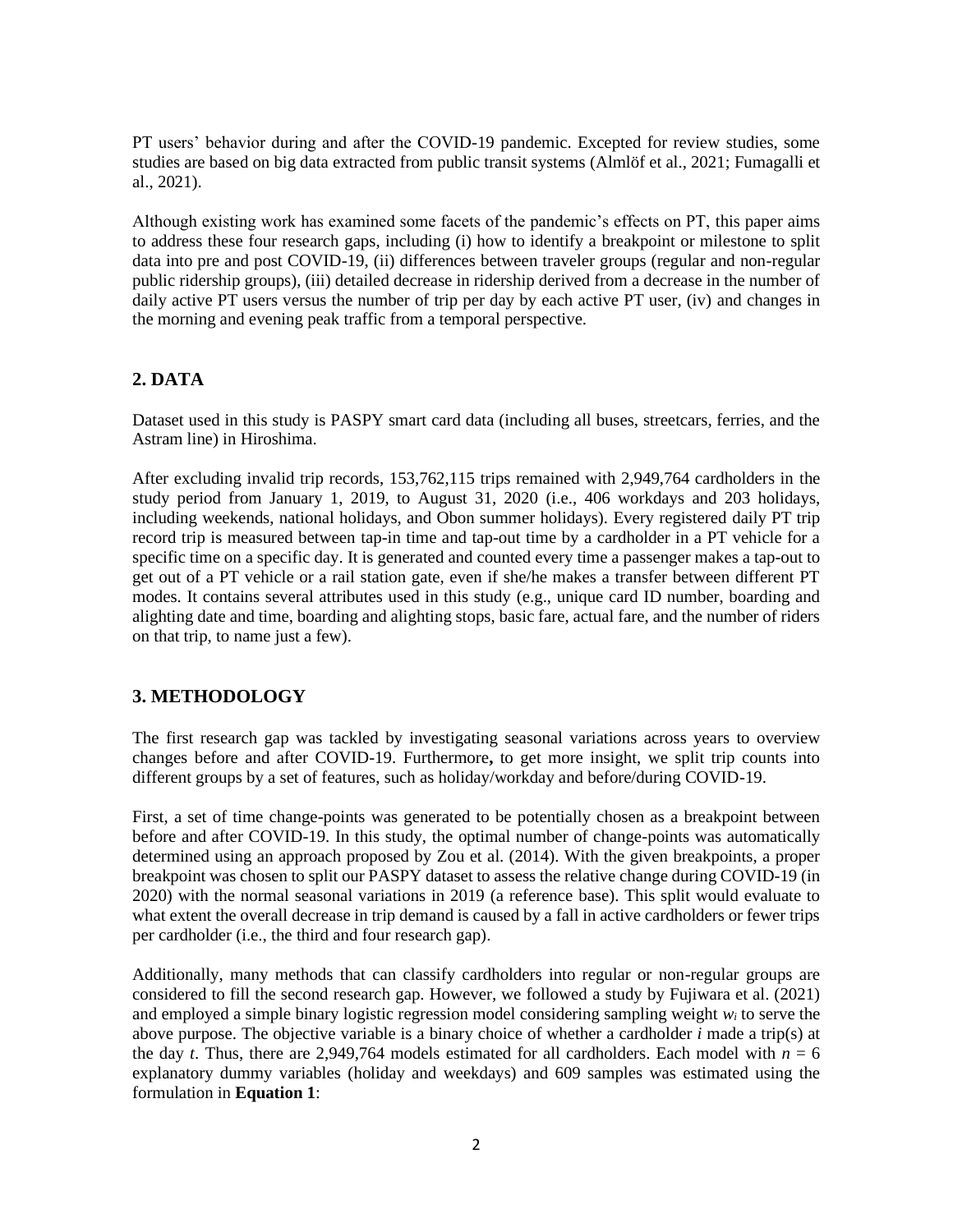PT users' behavior during and after the COVID-19 pandemic. Excepted for review studies, some studies are based on big data extracted from public transit systems (Almlöf et al., 2021; Fumagalli et al., 2021).

Although existing work has examined some facets of the pandemic's effects on PT, this paper aims to address these four research gaps, including (i) how to identify a breakpoint or milestone to split data into pre and post COVID-19, (ii) differences between traveler groups (regular and non-regular public ridership groups), (iii) detailed decrease in ridership derived from a decrease in the number of daily active PT users versus the number of trip per day by each active PT user, (iv) and changes in the morning and evening peak traffic from a temporal perspective.

## 2. DATA

Dataset used in this study is PASPY smart card data (including all buses, streetcars, ferries, and the Astram line) in Hiroshima.

After excluding invalid trip records, 153,762,115 trips remained with 2,949,764 cardholders in the study period from January 1, 2019, to August 31, 2020 (i.e., 406 workdays and 203 holidays, including weekends, national holidays, and Obon summer holidays). Every registered daily PT trip record trip is measured between tap-in time and tap-out time by a cardholder in a PT vehicle for a specific time on a specific day. It is generated and counted every time a passenger makes a tap-out to get out of a PT vehicle or a rail station gate, even if she/he makes a transfer between different PT modes. It contains several attributes used in this study (e.g., unique card ID number, boarding and alighting date and time, boarding and alighting stops, basic fare, actual fare, and the number of riders on that trip, to name just a few).

## 3. METHODOLOGY

The first research gap was tackled by investigating seasonal variations across years to overview changes before and after COVID-19. Furthermore**,** to get more insight, we split trip counts into different groups by a set of features, such as holiday/workday and before/during COVID-19.

First, a set of time change-points was generated to be potentially chosen as a breakpoint between before and after COVID-19. In this study, the optimal number of change-points was automatically determined using an approach proposed by Zou et al. (2014). With the given breakpoints, a proper breakpoint was chosen to split our PASPY dataset to assess the relative change during COVID-19 (in 2020) with the normal seasonal variations in 2019 (a reference base). This split would evaluate to what extent the overall decrease in trip demand is caused by a fall in active cardholders or fewer trips per cardholder (i.e., the third and four research gap).

Additionally, many methods that can classify cardholders into regular or non-regular groups are considered to fill the second research gap. However, we followed a study by Fujiwara et al. (2021) and employed a simple binary logistic regression model considering sampling weight $w_i$ to serve the above purpose. The objective variable is a binary choice of whether a cardholder $i$ made a trip(s) at the day $t$. Thus, there are 2,949,764 models estimated for all cardholders. Each model with $n = 6$ explanatory dummy variables (holiday and weekdays) and 609 samples was estimated using the formulation in **Equation 1**: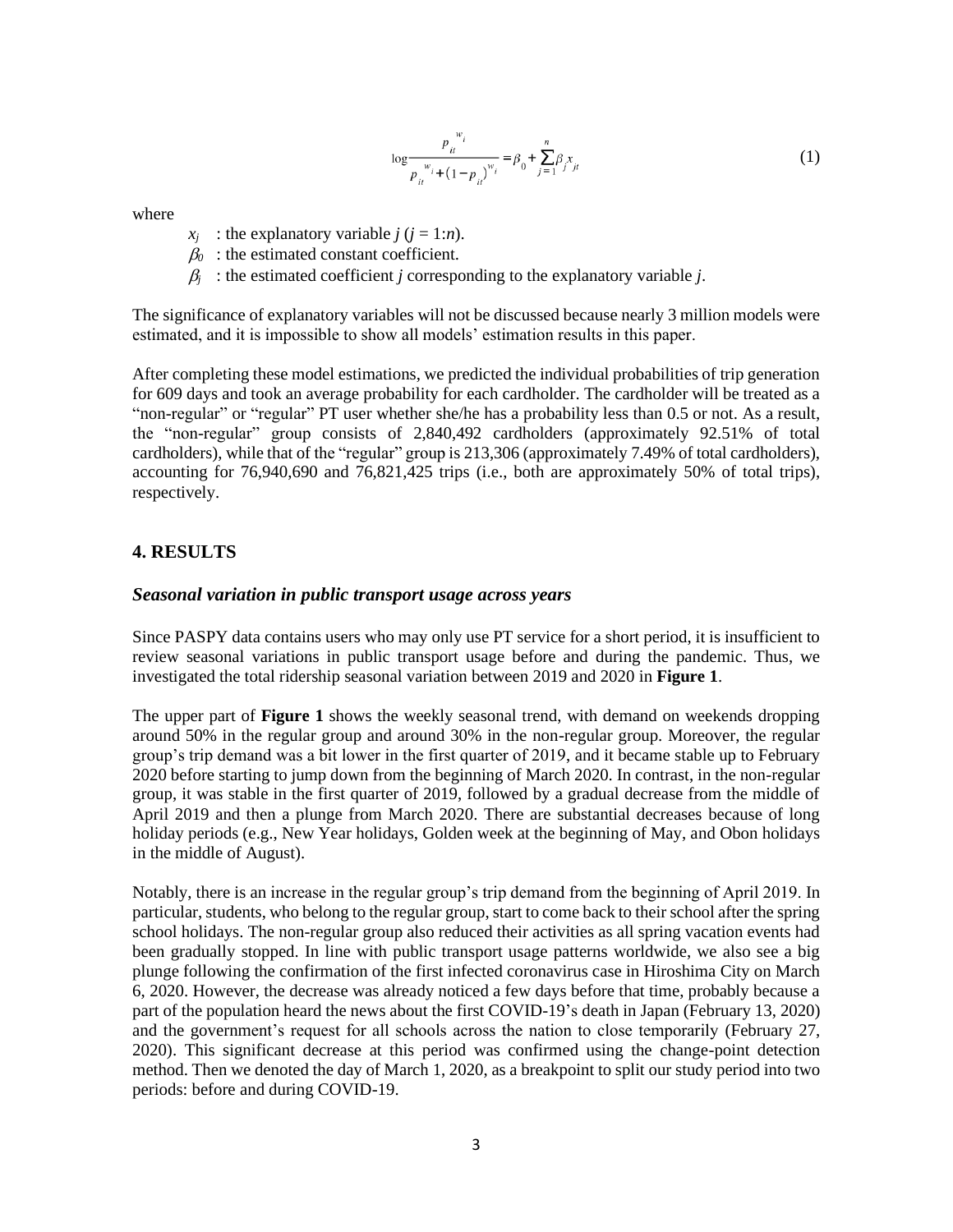$$\log \frac{p_{it}^{\ w_i}}{p_{it}^{\ w_i} + (1 - p_{it})^{w_i}} = \beta_0 + \sum_{j=1}^{n} \beta_j x_{jt} \tag{1}$$

where

- $x_j$ : the explanatory variable $j$ ($j$ = 1:$n$).
- $\beta_0$ : the estimated constant coefficient.
- $\beta_j$ : the estimated coefficient $j$ corresponding to the explanatory variable $j$.

The significance of explanatory variables will not be discussed because nearly 3 million models were estimated, and it is impossible to show all models' estimation results in this paper.

After completing these model estimations, we predicted the individual probabilities of trip generation for 609 days and took an average probability for each cardholder. The cardholder will be treated as a "non-regular" or "regular" PT user whether she/he has a probability less than 0.5 or not. As a result, the "non-regular" group consists of 2,840,492 cardholders (approximately 92.51% of total cardholders), while that of the "regular" group is 213,306 (approximately 7.49% of total cardholders), accounting for 76,940,690 and 76,821,425 trips (i.e., both are approximately 50% of total trips), respectively.

## 4. RESULTS

### *Seasonal variation in public transport usage across years*

Since PASPY data contains users who may only use PT service for a short period, it is insufficient to review seasonal variations in public transport usage before and during the pandemic. Thus, we investigated the total ridership seasonal variation between 2019 and 2020 in **Figure 1**.

The upper part of **Figure 1** shows the weekly seasonal trend, with demand on weekends dropping around 50% in the regular group and around 30% in the non-regular group. Moreover, the regular group's trip demand was a bit lower in the first quarter of 2019, and it became stable up to February 2020 before starting to jump down from the beginning of March 2020. In contrast, in the non-regular group, it was stable in the first quarter of 2019, followed by a gradual decrease from the middle of April 2019 and then a plunge from March 2020. There are substantial decreases because of long holiday periods (e.g., New Year holidays, Golden week at the beginning of May, and Obon holidays in the middle of August).

Notably, there is an increase in the regular group's trip demand from the beginning of April 2019. In particular, students, who belong to the regular group, start to come back to their school after the spring school holidays. The non-regular group also reduced their activities as all spring vacation events had been gradually stopped. In line with public transport usage patterns worldwide, we also see a big plunge following the confirmation of the first infected coronavirus case in Hiroshima City on March 6, 2020. However, the decrease was already noticed a few days before that time, probably because a part of the population heard the news about the first COVID-19's death in Japan (February 13, 2020) and the government's request for all schools across the nation to close temporarily (February 27, 2020). This significant decrease at this period was confirmed using the change-point detection method. Then we denoted the day of March 1, 2020, as a breakpoint to split our study period into two periods: before and during COVID-19.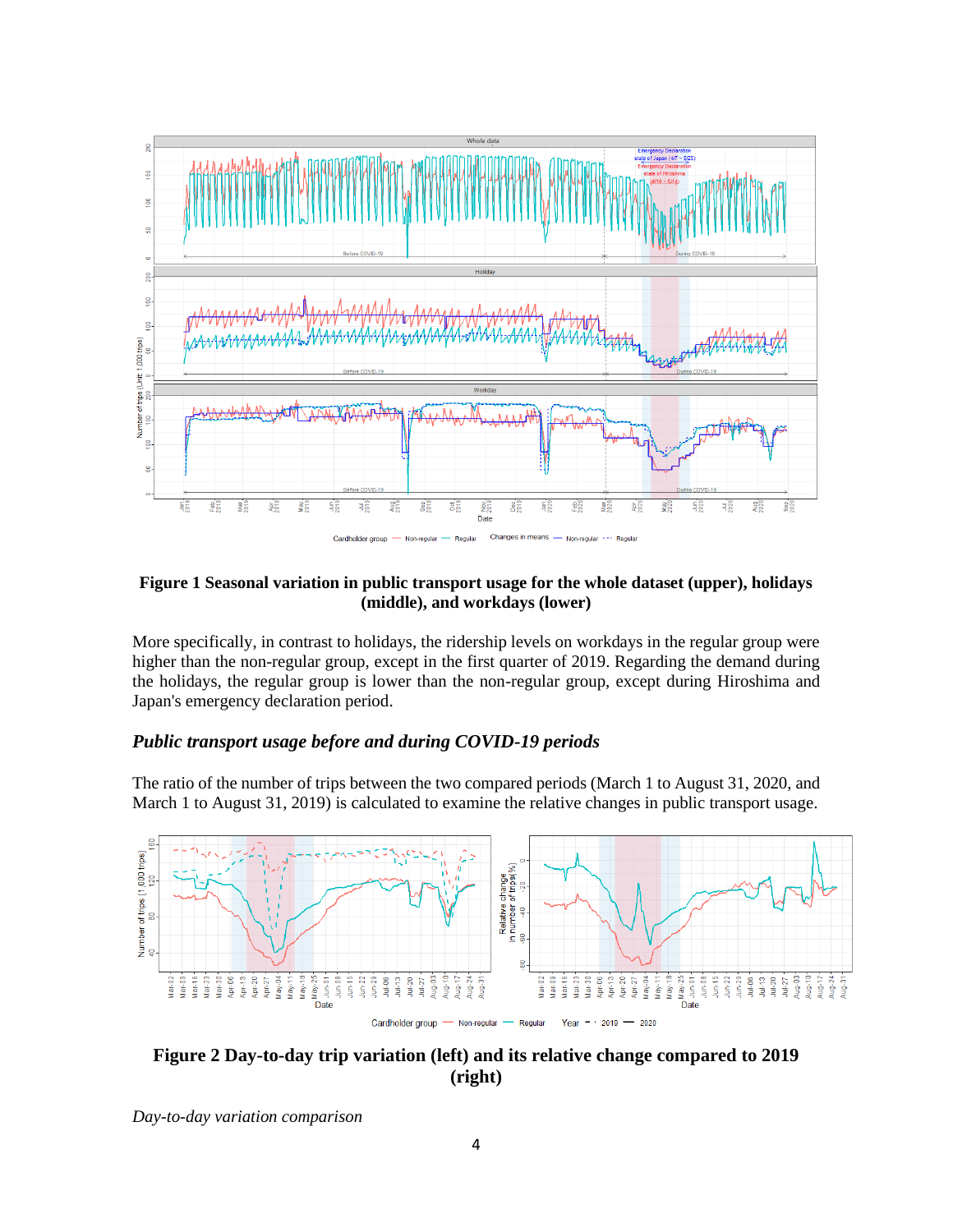**Figure 1 Seasonal variation in public transport usage for the whole dataset (upper), holidays (middle), and workdays (lower)**

More specifically, in contrast to holidays, the ridership levels on workdays in the regular group were higher than the non-regular group, except in the first quarter of 2019. Regarding the demand during the holidays, the regular group is lower than the non-regular group, except during Hiroshima and Japan's emergency declaration period.

### *Public transport usage before and during COVID-19 periods*

The ratio of the number of trips between the two compared periods (March 1 to August 31, 2020, and March 1 to August 31, 2019) is calculated to examine the relative changes in public transport usage.

**Figure 2 Day-to-day trip variation (left) and its relative change compared to 2019 (right)**

*Day-to-day variation comparison*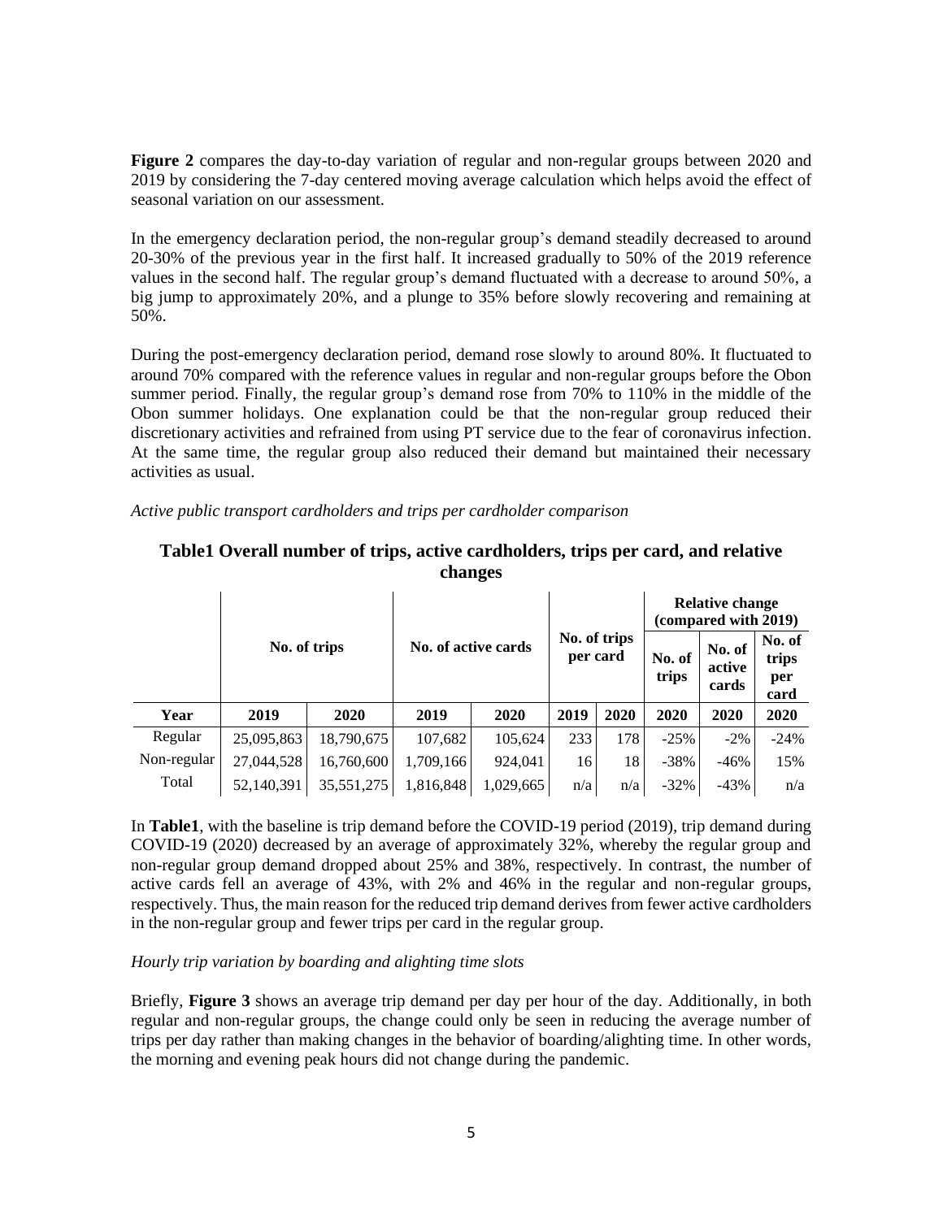**Figure 2** compares the day-to-day variation of regular and non-regular groups between 2020 and 2019 by considering the 7-day centered moving average calculation which helps avoid the effect of seasonal variation on our assessment.

In the emergency declaration period, the non-regular group's demand steadily decreased to around 20-30% of the previous year in the first half. It increased gradually to 50% of the 2019 reference values in the second half. The regular group's demand fluctuated with a decrease to around 50%, a big jump to approximately 20%, and a plunge to 35% before slowly recovering and remaining at 50%.

During the post-emergency declaration period, demand rose slowly to around 80%. It fluctuated to around 70% compared with the reference values in regular and non-regular groups before the Obon summer period. Finally, the regular group's demand rose from 70% to 110% in the middle of the Obon summer holidays. One explanation could be that the non-regular group reduced their discretionary activities and refrained from using PT service due to the fear of coronavirus infection. At the same time, the regular group also reduced their demand but maintained their necessary activities as usual.

*Active public transport cardholders and trips per cardholder comparison*

**Table1 Overall number of trips, active cardholders, trips per card, and relative changes**

| | No. of trips | | No. of active cards | | No. of trips per card | | Relative change (compared with 2019) | | |
|---|---|---|---|---|---|---|---|---|---|
| | | | | | | | No. of trips | No. of active cards | No. of trips per card |
| **Year** | **2019** | **2020** | **2019** | **2020** | **2019** | **2020** | **2020** | **2020** | **2020** |
| Regular | 25,095,863 | 18,790,675 | 107,682 | 105,624 | 233 | 178 | -25% | -2% | -24% |
| Non-regular | 27,044,528 | 16,760,600 | 1,709,166 | 924,041 | 16 | 18 | -38% | -46% | 15% |
| Total | 52,140,391 | 35,551,275 | 1,816,848 | 1,029,665 | n/a | n/a | -32% | -43% | n/a |

In **Table1**, with the baseline is trip demand before the COVID-19 period (2019), trip demand during COVID-19 (2020) decreased by an average of approximately 32%, whereby the regular group and non-regular group demand dropped about 25% and 38%, respectively. In contrast, the number of active cards fell an average of 43%, with 2% and 46% in the regular and non-regular groups, respectively. Thus, the main reason for the reduced trip demand derives from fewer active cardholders in the non-regular group and fewer trips per card in the regular group.

*Hourly trip variation by boarding and alighting time slots*

Briefly, **Figure 3** shows an average trip demand per day per hour of the day. Additionally, in both regular and non-regular groups, the change could only be seen in reducing the average number of trips per day rather than making changes in the behavior of boarding/alighting time. In other words, the morning and evening peak hours did not change during the pandemic.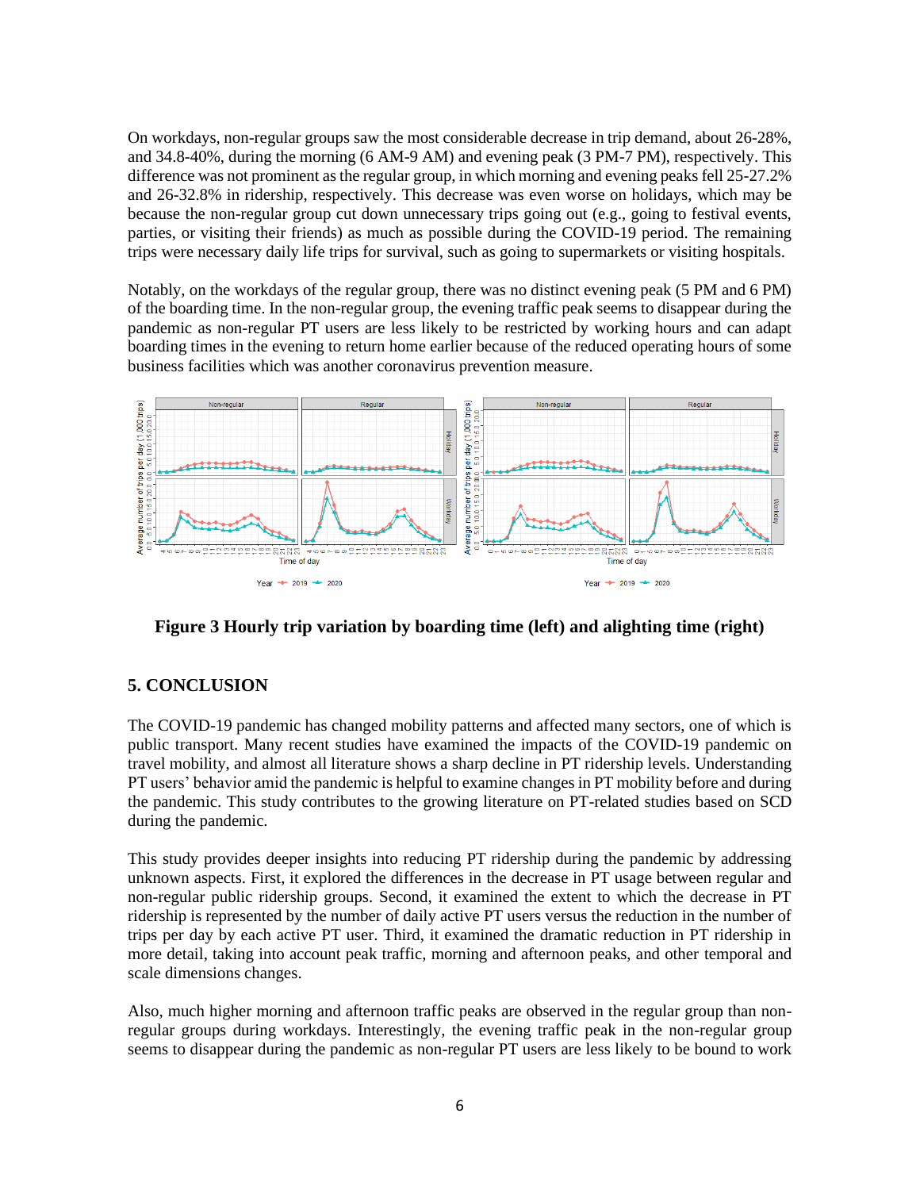On workdays, non-regular groups saw the most considerable decrease in trip demand, about 26-28%, and 34.8-40%, during the morning (6 AM-9 AM) and evening peak (3 PM-7 PM), respectively. This difference was not prominent as the regular group, in which morning and evening peaks fell 25-27.2% and 26-32.8% in ridership, respectively. This decrease was even worse on holidays, which may be because the non-regular group cut down unnecessary trips going out (e.g., going to festival events, parties, or visiting their friends) as much as possible during the COVID-19 period. The remaining trips were necessary daily life trips for survival, such as going to supermarkets or visiting hospitals.

Notably, on the workdays of the regular group, there was no distinct evening peak (5 PM and 6 PM) of the boarding time. In the non-regular group, the evening traffic peak seems to disappear during the pandemic as non-regular PT users are less likely to be restricted by working hours and can adapt boarding times in the evening to return home earlier because of the reduced operating hours of some business facilities which was another coronavirus prevention measure.

**Figure 3 Hourly trip variation by boarding time (left) and alighting time (right)**

## 5. CONCLUSION

The COVID-19 pandemic has changed mobility patterns and affected many sectors, one of which is public transport. Many recent studies have examined the impacts of the COVID-19 pandemic on travel mobility, and almost all literature shows a sharp decline in PT ridership levels. Understanding PT users' behavior amid the pandemic is helpful to examine changes in PT mobility before and during the pandemic. This study contributes to the growing literature on PT-related studies based on SCD during the pandemic.

This study provides deeper insights into reducing PT ridership during the pandemic by addressing unknown aspects. First, it explored the differences in the decrease in PT usage between regular and non-regular public ridership groups. Second, it examined the extent to which the decrease in PT ridership is represented by the number of daily active PT users versus the reduction in the number of trips per day by each active PT user. Third, it examined the dramatic reduction in PT ridership in more detail, taking into account peak traffic, morning and afternoon peaks, and other temporal and scale dimensions changes.

Also, much higher morning and afternoon traffic peaks are observed in the regular group than non-regular groups during workdays. Interestingly, the evening traffic peak in the non-regular group seems to disappear during the pandemic as non-regular PT users are less likely to be bound to work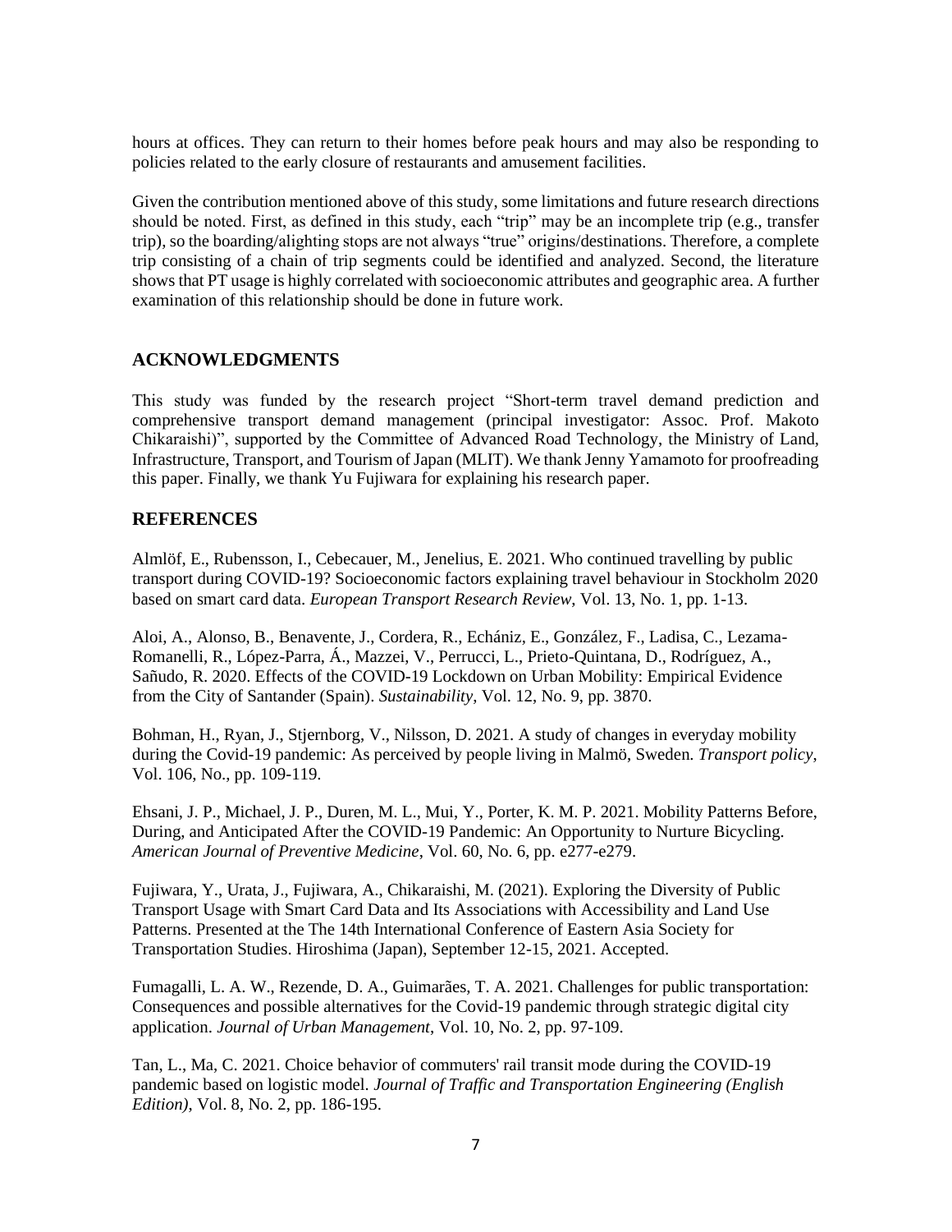hours at offices. They can return to their homes before peak hours and may also be responding to policies related to the early closure of restaurants and amusement facilities.

Given the contribution mentioned above of this study, some limitations and future research directions should be noted. First, as defined in this study, each "trip" may be an incomplete trip (e.g., transfer trip), so the boarding/alighting stops are not always "true" origins/destinations. Therefore, a complete trip consisting of a chain of trip segments could be identified and analyzed. Second, the literature shows that PT usage is highly correlated with socioeconomic attributes and geographic area. A further examination of this relationship should be done in future work.

## ACKNOWLEDGMENTS

This study was funded by the research project "Short-term travel demand prediction and comprehensive transport demand management (principal investigator: Assoc. Prof. Makoto Chikaraishi)", supported by the Committee of Advanced Road Technology, the Ministry of Land, Infrastructure, Transport, and Tourism of Japan (MLIT). We thank Jenny Yamamoto for proofreading this paper. Finally, we thank Yu Fujiwara for explaining his research paper.

## REFERENCES

Almlöf, E., Rubensson, I., Cebecauer, M., Jenelius, E. 2021. Who continued travelling by public transport during COVID-19? Socioeconomic factors explaining travel behaviour in Stockholm 2020 based on smart card data. *European Transport Research Review*, Vol. 13, No. 1, pp. 1-13.

Aloi, A., Alonso, B., Benavente, J., Cordera, R., Echániz, E., González, F., Ladisa, C., Lezama-Romanelli, R., López-Parra, Á., Mazzei, V., Perrucci, L., Prieto-Quintana, D., Rodríguez, A., Sañudo, R. 2020. Effects of the COVID-19 Lockdown on Urban Mobility: Empirical Evidence from the City of Santander (Spain). *Sustainability*, Vol. 12, No. 9, pp. 3870.

Bohman, H., Ryan, J., Stjernborg, V., Nilsson, D. 2021. A study of changes in everyday mobility during the Covid-19 pandemic: As perceived by people living in Malmö, Sweden. *Transport policy*, Vol. 106, No., pp. 109-119.

Ehsani, J. P., Michael, J. P., Duren, M. L., Mui, Y., Porter, K. M. P. 2021. Mobility Patterns Before, During, and Anticipated After the COVID-19 Pandemic: An Opportunity to Nurture Bicycling. *American Journal of Preventive Medicine*, Vol. 60, No. 6, pp. e277-e279.

Fujiwara, Y., Urata, J., Fujiwara, A., Chikaraishi, M. (2021). Exploring the Diversity of Public Transport Usage with Smart Card Data and Its Associations with Accessibility and Land Use Patterns. Presented at the The 14th International Conference of Eastern Asia Society for Transportation Studies. Hiroshima (Japan), September 12-15, 2021. Accepted.

Fumagalli, L. A. W., Rezende, D. A., Guimarães, T. A. 2021. Challenges for public transportation: Consequences and possible alternatives for the Covid-19 pandemic through strategic digital city application. *Journal of Urban Management*, Vol. 10, No. 2, pp. 97-109.

Tan, L., Ma, C. 2021. Choice behavior of commuters' rail transit mode during the COVID-19 pandemic based on logistic model. *Journal of Traffic and Transportation Engineering (English Edition)*, Vol. 8, No. 2, pp. 186-195.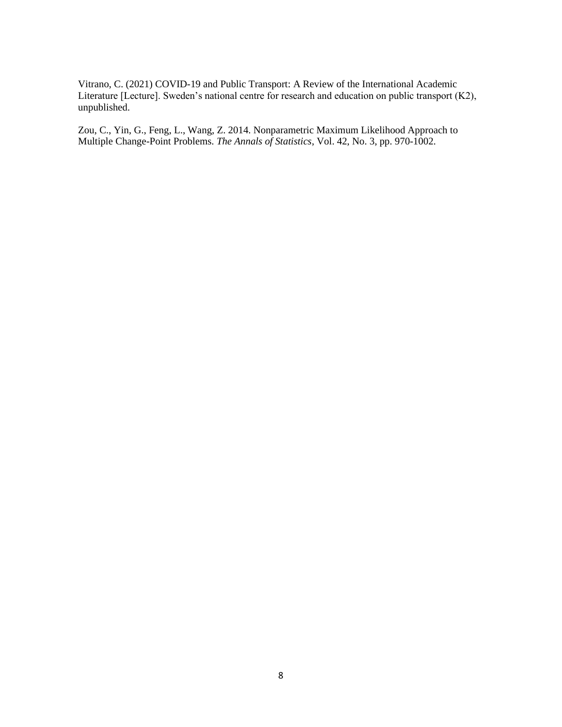Vitrano, C. (2021) COVID-19 and Public Transport: A Review of the International Academic Literature [Lecture]. Sweden's national centre for research and education on public transport (K2), unpublished.

Zou, C., Yin, G., Feng, L., Wang, Z. 2014. Nonparametric Maximum Likelihood Approach to Multiple Change-Point Problems. *The Annals of Statistics*, Vol. 42, No. 3, pp. 970-1002.